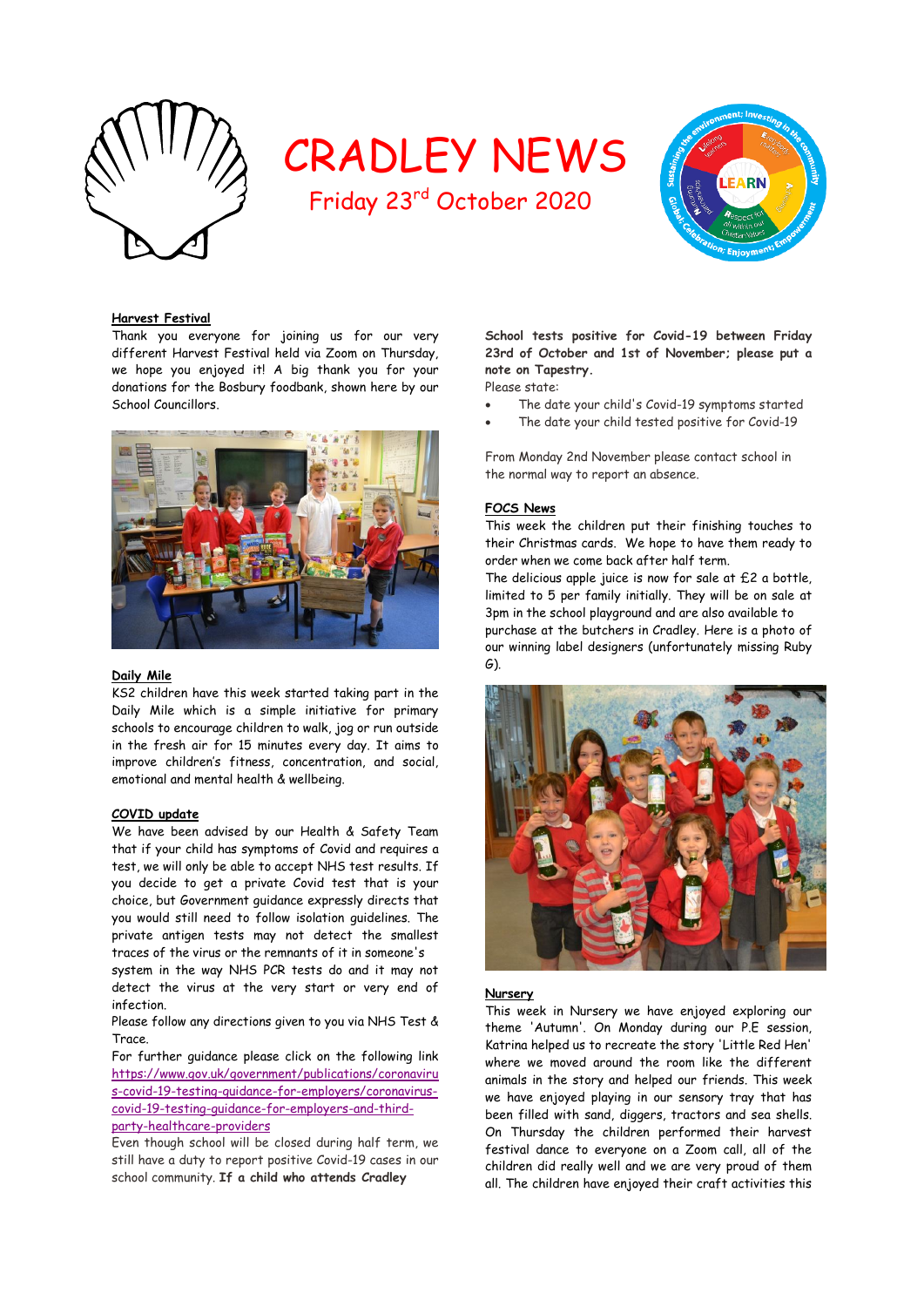# CRADLEY NEWS

Friday 23rd October 2020

**Harvest Festival**

Thank you everyone for joining us for our very different Harvest Festival held via Zoom on Thursday, we hope you enjoyed it! A big thank you for your donations for the Bosbury foodbank, shown here by our School Councillors.

**Daily Mile**

KS2 children have this week started taking part in the Daily Mile which is a simple initiative for primary schools to encourage children to walk, jog or run outside in the fresh air for 15 minutes every day. It aims to improve children's fitness, concentration, and social, emotional and mental health & wellbeing.

**COVID update**

We have been advised by our Health & Safety Team that if your child has symptoms of Covid and requires a test, we will only be able to accept NHS test results. If you decide to get a private Covid test that is your choice, but Government guidance expressly directs that you would still need to follow isolation guidelines. The private antigen tests may not detect the smallest traces of the virus or the remnants of it in someone's system in the way NHS PCR tests do and it may not detect the virus at the very start or very end of infection.

Please follow any directions given to you via NHS Test & Trace.

For further guidance please click on the following link https://www.gov.uk/government/publications/coronavirus-covid-19-testing-guidance-for-employers/coronavirus-covid-19-testing-guidance-for-employers-and-third-party-healthcare-providers

Even though school will be closed during half term, we still have a duty to report positive Covid-19 cases in our school community. **If a child who attends Cradley School tests positive for Covid-19 between Friday 23rd of October and 1st of November; please put a note on Tapestry.**

Please state:

- The date your child's Covid-19 symptoms started
- The date your child tested positive for Covid-19

From Monday 2nd November please contact school in the normal way to report an absence.

**FOCS News**

This week the children put their finishing touches to their Christmas cards. We hope to have them ready to order when we come back after half term.

The delicious apple juice is now for sale at £2 a bottle, limited to 5 per family initially. They will be on sale at 3pm in the school playground and are also available to purchase at the butchers in Cradley. Here is a photo of our winning label designers (unfortunately missing Ruby G).

**Nursery**

This week in Nursery we have enjoyed exploring our theme 'Autumn'. On Monday during our P.E session, Katrina helped us to recreate the story 'Little Red Hen' where we moved around the room like the different animals in the story and helped our friends. This week we have enjoyed playing in our sensory tray that has been filled with sand, diggers, tractors and sea shells. On Thursday the children performed their harvest festival dance to everyone on a Zoom call, all of the children did really well and we are very proud of them all. The children have enjoyed their craft activities this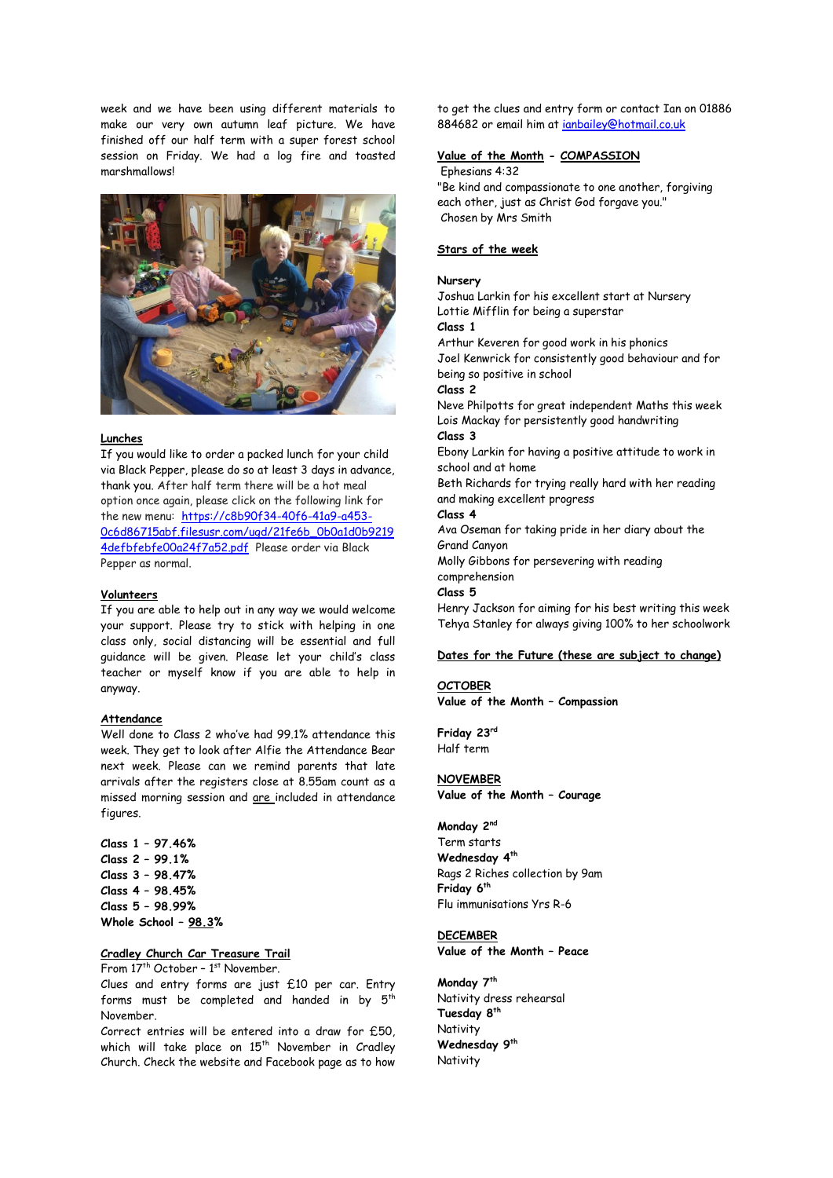week and we have been using different materials to make our very own autumn leaf picture. We have finished off our half term with a super forest school session on Friday. We had a log fire and toasted marshmallows!

**Lunches**

If you would like to order a packed lunch for your child via Black Pepper, please do so at least 3 days in advance, thank you. After half term there will be a hot meal option once again, please click on the following link for the new menu: https://c8b90f34-40f6-41a9-a453-0c6d86715abf.filesusr.com/ugd/21fe6b_0b0a1d0b92194defbfebfe00a24f7a52.pdf Please order via Black Pepper as normal.

**Volunteers**

If you are able to help out in any way we would welcome your support. Please try to stick with helping in one class only, social distancing will be essential and full guidance will be given. Please let your child's class teacher or myself know if you are able to help in anyway.

**Attendance**

Well done to Class 2 who've had 99.1% attendance this week. They get to look after Alfie the Attendance Bear next week. Please can we remind parents that late arrivals after the registers close at 8.55am count as a missed morning session and are included in attendance figures.

**Class 1 – 97.46%**
**Class 2 – 99.1%**
**Class 3 – 98.47%**
**Class 4 – 98.45%**
**Class 5 – 98.99%**
**Whole School – 98.3%**

**Cradley Church Car Treasure Trail**

From 17th October – 1st November.

Clues and entry forms are just £10 per car. Entry forms must be completed and handed in by 5th November.

Correct entries will be entered into a draw for £50, which will take place on 15th November in Cradley Church. Check the website and Facebook page as to how to get the clues and entry form or contact Ian on 01886 884682 or email him at ianbailey@hotmail.co.uk

**Value of the Month - COMPASSION**

Ephesians 4:32

"Be kind and compassionate to one another, forgiving each other, just as Christ God forgave you."

Chosen by Mrs Smith

**Stars of the week**

**Nursery**
Joshua Larkin for his excellent start at Nursery
Lottie Mifflin for being a superstar

**Class 1**
Arthur Keveren for good work in his phonics
Joel Kenwrick for consistently good behaviour and for being so positive in school

**Class 2**
Neve Philpotts for great independent Maths this week
Lois Mackay for persistently good handwriting

**Class 3**
Ebony Larkin for having a positive attitude to work in school and at home
Beth Richards for trying really hard with her reading and making excellent progress

**Class 4**
Ava Oseman for taking pride in her diary about the Grand Canyon
Molly Gibbons for persevering with reading comprehension

**Class 5**
Henry Jackson for aiming for his best writing this week
Tehya Stanley for always giving 100% to her schoolwork

**Dates for the Future (these are subject to change)**

**OCTOBER**
**Value of the Month – Compassion**

**Friday 23rd**
Half term

**NOVEMBER**
**Value of the Month – Courage**

**Monday 2nd**
Term starts
**Wednesday 4th**
Rags 2 Riches collection by 9am
**Friday 6th**
Flu immunisations Yrs R-6

**DECEMBER**
**Value of the Month – Peace**

**Monday 7th**
Nativity dress rehearsal
**Tuesday 8th**
Nativity
**Wednesday 9th**
Nativity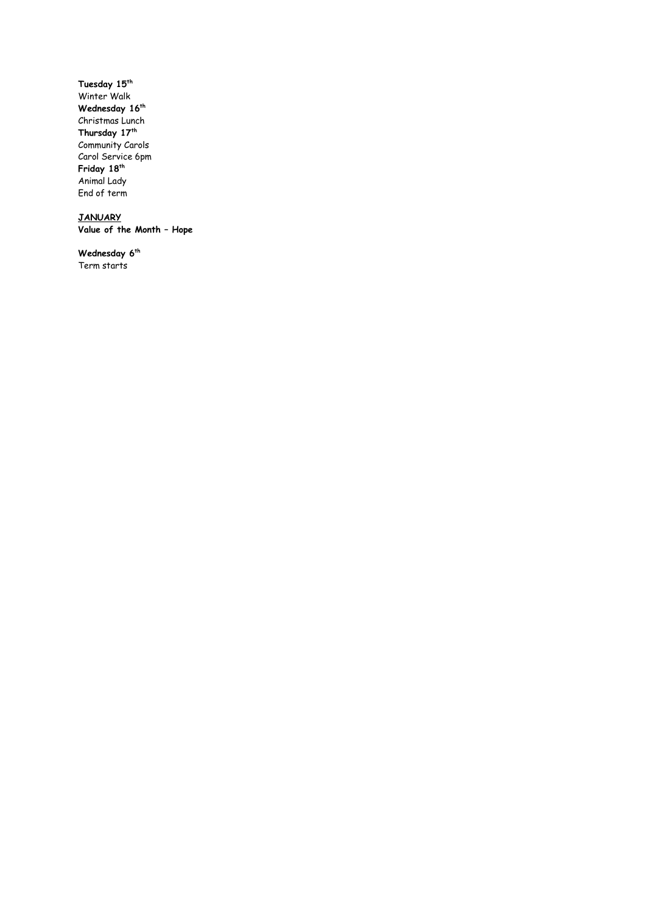**Tuesday 15th**
Winter Walk
**Wednesday 16th**
Christmas Lunch
**Thursday 17th**
Community Carols
Carol Service 6pm
**Friday 18th**
Animal Lady
End of term

**JANUARY**
**Value of the Month – Hope**

**Wednesday 6th**
Term starts